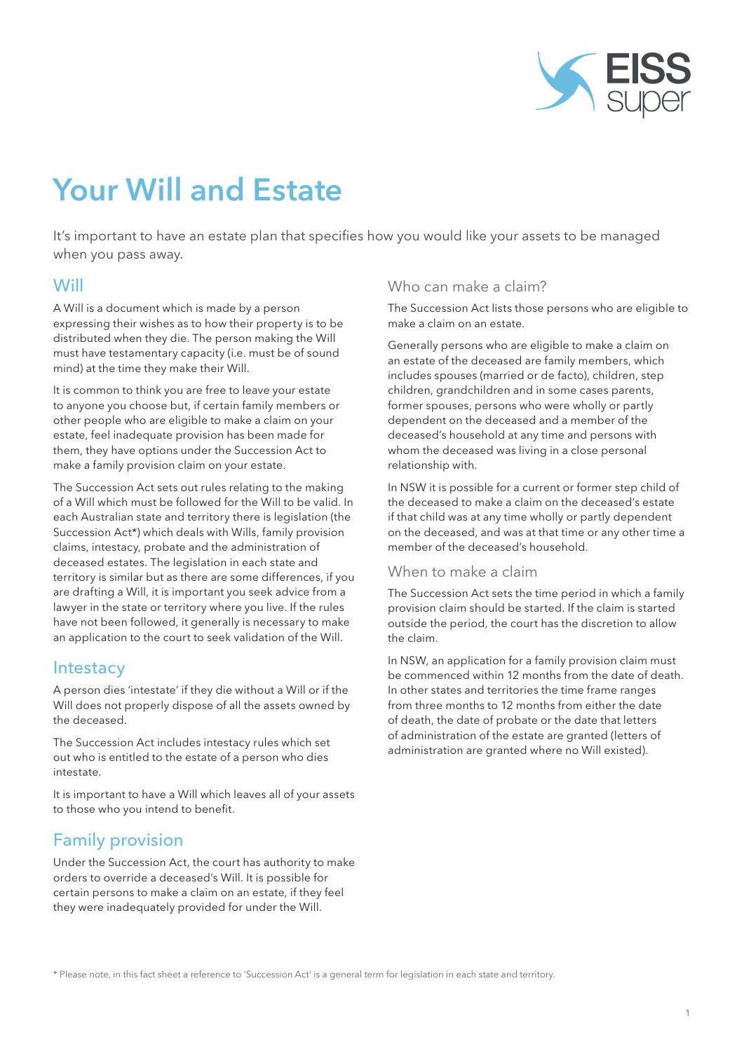# Your Will and Estate

It's important to have an estate plan that specifies how you would like your assets to be managed when you pass away.

## Will

A Will is a document which is made by a person expressing their wishes as to how their property is to be distributed when they die. The person making the Will must have testamentary capacity (i.e. must be of sound mind) at the time they make their Will.

It is common to think you are free to leave your estate to anyone you choose but, if certain family members or other people who are eligible to make a claim on your estate, feel inadequate provision has been made for them, they have options under the Succession Act to make a family provision claim on your estate.

The Succession Act sets out rules relating to the making of a Will which must be followed for the Will to be valid. In each Australian state and territory there is legislation (the Succession Act*) which deals with Wills, family provision claims, intestacy, probate and the administration of deceased estates. The legislation in each state and territory is similar but as there are some differences, if you are drafting a Will, it is important you seek advice from a lawyer in the state or territory where you live. If the rules have not been followed, it generally is necessary to make an application to the court to seek validation of the Will.

## Intestacy

A person dies 'intestate' if they die without a Will or if the Will does not properly dispose of all the assets owned by the deceased.

The Succession Act includes intestacy rules which set out who is entitled to the estate of a person who dies intestate.

It is important to have a Will which leaves all of your assets to those who you intend to benefit.

## Family provision

Under the Succession Act, the court has authority to make orders to override a deceased's Will. It is possible for certain persons to make a claim on an estate, if they feel they were inadequately provided for under the Will.

### Who can make a claim?

The Succession Act lists those persons who are eligible to make a claim on an estate.

Generally persons who are eligible to make a claim on an estate of the deceased are family members, which includes spouses (married or de facto), children, step children, grandchildren and in some cases parents, former spouses, persons who were wholly or partly dependent on the deceased and a member of the deceased's household at any time and persons with whom the deceased was living in a close personal relationship with.

In NSW it is possible for a current or former step child of the deceased to make a claim on the deceased's estate if that child was at any time wholly or partly dependent on the deceased, and was at that time or any other time a member of the deceased's household.

### When to make a claim

The Succession Act sets the time period in which a family provision claim should be started. If the claim is started outside the period, the court has the discretion to allow the claim.

In NSW, an application for a family provision claim must be commenced within 12 months from the date of death. In other states and territories the time frame ranges from three months to 12 months from either the date of death, the date of probate or the date that letters of administration of the estate are granted (letters of administration are granted where no Will existed).

* Please note, in this fact sheet a reference to 'Succession Act' is a general term for legislation in each state and territory.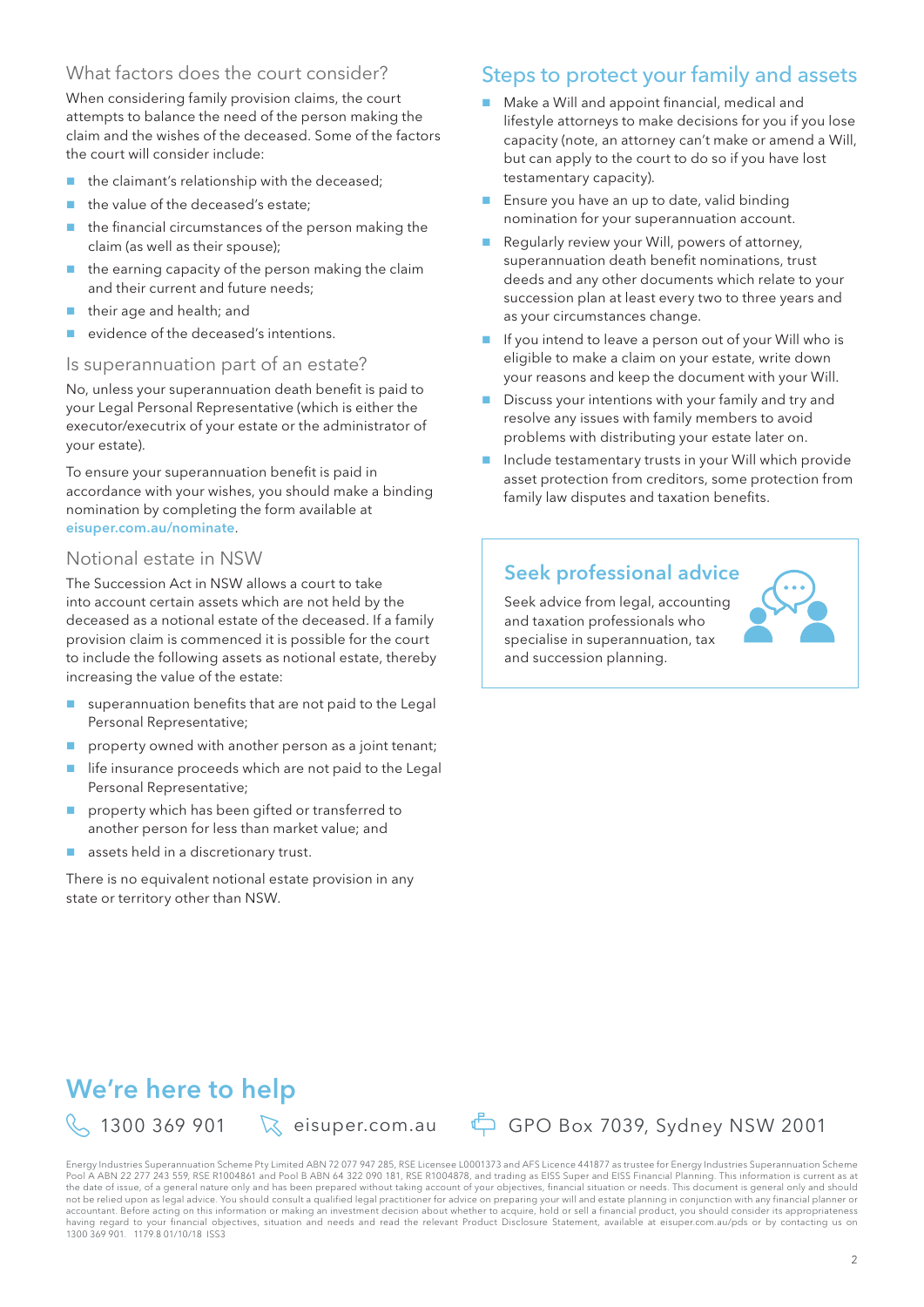### What factors does the court consider?

When considering family provision claims, the court attempts to balance the need of the person making the claim and the wishes of the deceased. Some of the factors the court will consider include:

- the claimant's relationship with the deceased;
- the value of the deceased's estate;
- the financial circumstances of the person making the claim (as well as their spouse);
- the earning capacity of the person making the claim and their current and future needs;
- their age and health; and
- evidence of the deceased's intentions.

### Is superannuation part of an estate?

No, unless your superannuation death benefit is paid to your Legal Personal Representative (which is either the executor/executrix of your estate or the administrator of your estate).

To ensure your superannuation benefit is paid in accordance with your wishes, you should make a binding nomination by completing the form available at eisuper.com.au/nominate.

### Notional estate in NSW

The Succession Act in NSW allows a court to take into account certain assets which are not held by the deceased as a notional estate of the deceased. If a family provision claim is commenced it is possible for the court to include the following assets as notional estate, thereby increasing the value of the estate:

- superannuation benefits that are not paid to the Legal Personal Representative;
- property owned with another person as a joint tenant;
- life insurance proceeds which are not paid to the Legal Personal Representative;
- property which has been gifted or transferred to another person for less than market value; and
- assets held in a discretionary trust.

There is no equivalent notional estate provision in any state or territory other than NSW.

## Steps to protect your family and assets

- Make a Will and appoint financial, medical and lifestyle attorneys to make decisions for you if you lose capacity (note, an attorney can't make or amend a Will, but can apply to the court to do so if you have lost testamentary capacity).
- Ensure you have an up to date, valid binding nomination for your superannuation account.
- Regularly review your Will, powers of attorney, superannuation death benefit nominations, trust deeds and any other documents which relate to your succession plan at least every two to three years and as your circumstances change.
- If you intend to leave a person out of your Will who is eligible to make a claim on your estate, write down your reasons and keep the document with your Will.
- Discuss your intentions with your family and try and resolve any issues with family members to avoid problems with distributing your estate later on.
- Include testamentary trusts in your Will which provide asset protection from creditors, some protection from family law disputes and taxation benefits.

## Seek professional advice

Seek advice from legal, accounting and taxation professionals who specialise in superannuation, tax and succession planning.

## We're here to help

1300 369 901 eisuper.com.au GPO Box 7039, Sydney NSW 2001

Energy Industries Superannuation Scheme Pty Limited ABN 72 077 947 285, RSE Licensee L0001373 and AFS Licence 441877 as trustee for Energy Industries Superannuation Scheme Pool A ABN 22 277 243 559, RSE R1004861 and Pool B ABN 64 322 090 181, RSE R1004878, and trading as EISS Super and EISS Financial Planning. This information is current as at the date of issue, of a general nature only and has been prepared without taking account of your objectives, financial situation or needs. This document is general only and should not be relied upon as legal advice. You should consult a qualified legal practitioner for advice on preparing your will and estate planning in conjunction with any financial planner or accountant. Before acting on this information or making an investment decision about whether to acquire, hold or sell a financial product, you should consider its appropriateness having regard to your financial objectives, situation and needs and read the relevant Product Disclosure Statement, available at eisuper.com.au/pds or by contacting us on 1300 369 901. 1179.8 01/10/18 ISS3